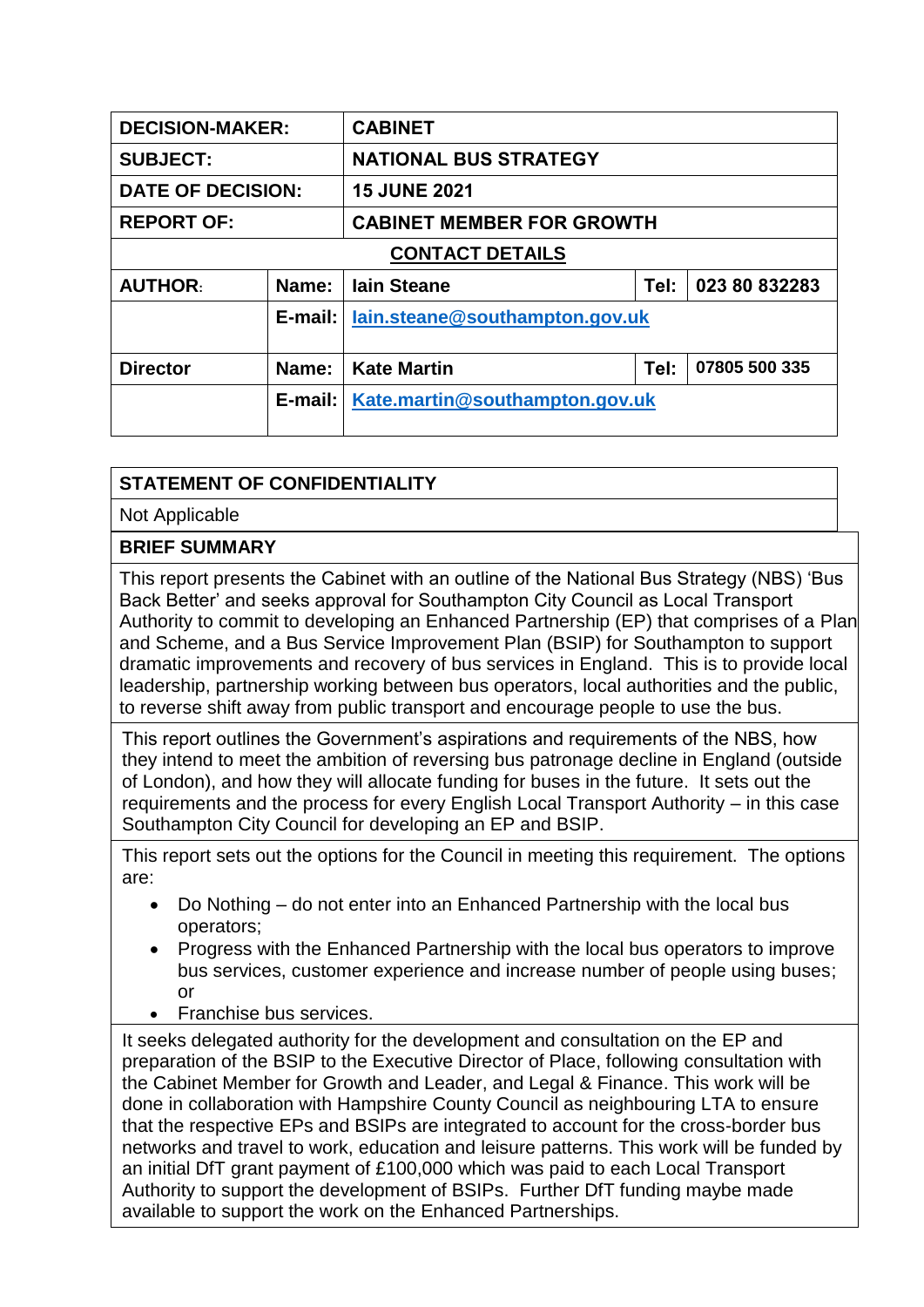| DECISION-MAKER: | | CABINET | | |
|---|---|---|---|---|
| SUBJECT: | | NATIONAL BUS STRATEGY | | |
| DATE OF DECISION: | | 15 JUNE 2021 | | |
| REPORT OF: | | CABINET MEMBER FOR GROWTH | | |
| CONTACT DETAILS | | | | |
| AUTHOR: | Name: | Iain Steane | Tel: | 023 80 832283 |
| | E-mail: | Iain.steane@southampton.gov.uk | | |
| Director | Name: | Kate Martin | Tel: | 07805 500 335 |
| | E-mail: | Kate.martin@southampton.gov.uk | | |

**STATEMENT OF CONFIDENTIALITY**

Not Applicable

**BRIEF SUMMARY**

This report presents the Cabinet with an outline of the National Bus Strategy (NBS) 'Bus Back Better' and seeks approval for Southampton City Council as Local Transport Authority to commit to developing an Enhanced Partnership (EP) that comprises of a Plan and Scheme, and a Bus Service Improvement Plan (BSIP) for Southampton to support dramatic improvements and recovery of bus services in England. This is to provide local leadership, partnership working between bus operators, local authorities and the public, to reverse shift away from public transport and encourage people to use the bus.

This report outlines the Government's aspirations and requirements of the NBS, how they intend to meet the ambition of reversing bus patronage decline in England (outside of London), and how they will allocate funding for buses in the future. It sets out the requirements and the process for every English Local Transport Authority – in this case Southampton City Council for developing an EP and BSIP.

This report sets out the options for the Council in meeting this requirement. The options are:

- Do Nothing – do not enter into an Enhanced Partnership with the local bus operators;
- Progress with the Enhanced Partnership with the local bus operators to improve bus services, customer experience and increase number of people using buses; or
- Franchise bus services.

It seeks delegated authority for the development and consultation on the EP and preparation of the BSIP to the Executive Director of Place, following consultation with the Cabinet Member for Growth and Leader, and Legal & Finance. This work will be done in collaboration with Hampshire County Council as neighbouring LTA to ensure that the respective EPs and BSIPs are integrated to account for the cross-border bus networks and travel to work, education and leisure patterns. This work will be funded by an initial DfT grant payment of £100,000 which was paid to each Local Transport Authority to support the development of BSIPs. Further DfT funding maybe made available to support the work on the Enhanced Partnerships.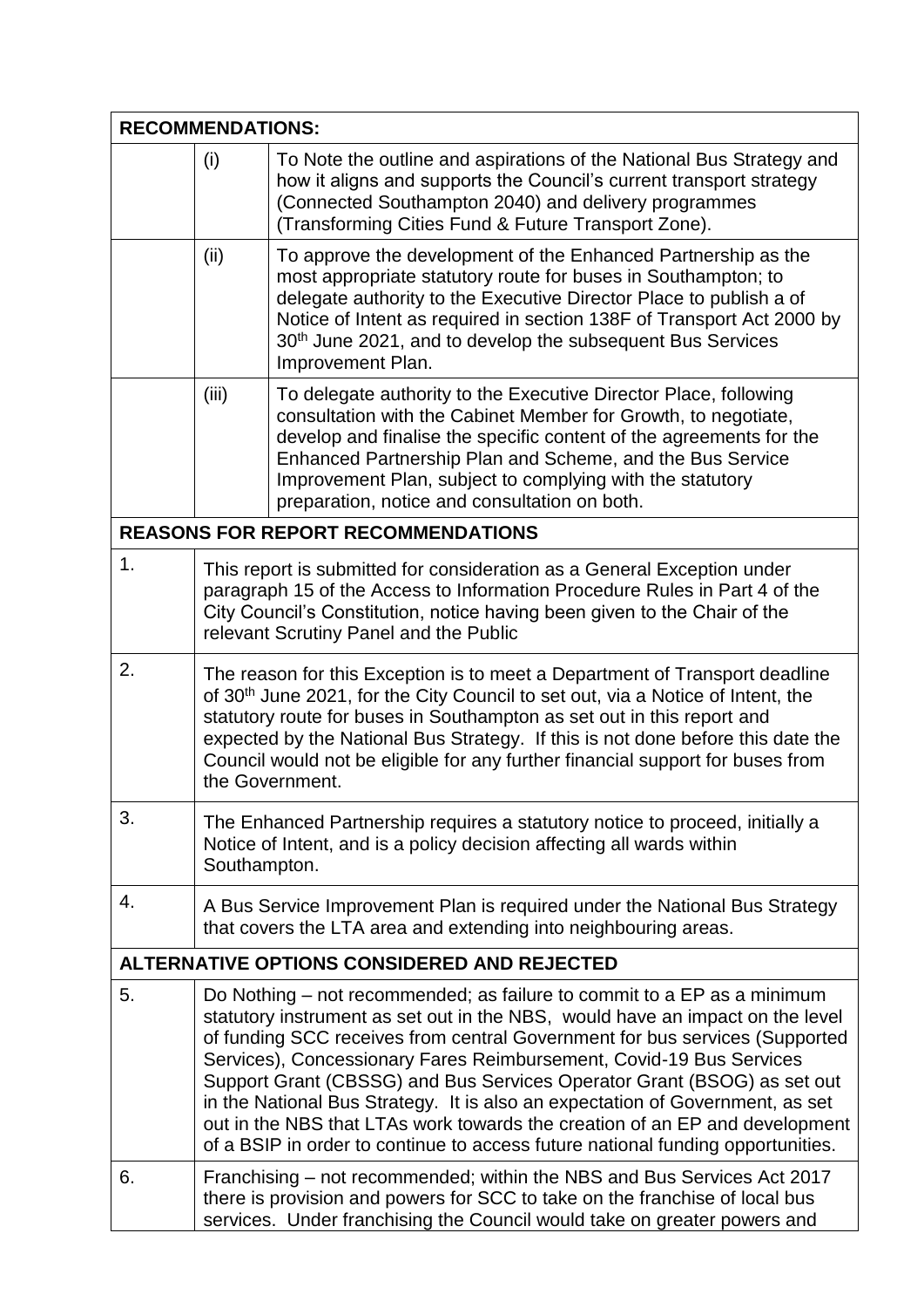| RECOMMENDATIONS: | | |
|---|---|---|
| | (i) | To Note the outline and aspirations of the National Bus Strategy and how it aligns and supports the Council's current transport strategy (Connected Southampton 2040) and delivery programmes (Transforming Cities Fund & Future Transport Zone). |
| | (ii) | To approve the development of the Enhanced Partnership as the most appropriate statutory route for buses in Southampton; to delegate authority to the Executive Director Place to publish a of Notice of Intent as required in section 138F of Transport Act 2000 by 30th June 2021, and to develop the subsequent Bus Services Improvement Plan. |
| | (iii) | To delegate authority to the Executive Director Place, following consultation with the Cabinet Member for Growth, to negotiate, develop and finalise the specific content of the agreements for the Enhanced Partnership Plan and Scheme, and the Bus Service Improvement Plan, subject to complying with the statutory preparation, notice and consultation on both. |

| REASONS FOR REPORT RECOMMENDATIONS | |
|---|---|
| 1. | This report is submitted for consideration as a General Exception under paragraph 15 of the Access to Information Procedure Rules in Part 4 of the City Council's Constitution, notice having been given to the Chair of the relevant Scrutiny Panel and the Public |
| 2. | The reason for this Exception is to meet a Department of Transport deadline of 30th June 2021, for the City Council to set out, via a Notice of Intent, the statutory route for buses in Southampton as set out in this report and expected by the National Bus Strategy. If this is not done before this date the Council would not be eligible for any further financial support for buses from the Government. |
| 3. | The Enhanced Partnership requires a statutory notice to proceed, initially a Notice of Intent, and is a policy decision affecting all wards within Southampton. |
| 4. | A Bus Service Improvement Plan is required under the National Bus Strategy that covers the LTA area and extending into neighbouring areas. |

| ALTERNATIVE OPTIONS CONSIDERED AND REJECTED | |
|---|---|
| 5. | Do Nothing – not recommended; as failure to commit to a EP as a minimum statutory instrument as set out in the NBS, would have an impact on the level of funding SCC receives from central Government for bus services (Supported Services), Concessionary Fares Reimbursement, Covid-19 Bus Services Support Grant (CBSSG) and Bus Services Operator Grant (BSOG) as set out in the National Bus Strategy. It is also an expectation of Government, as set out in the NBS that LTAs work towards the creation of an EP and development of a BSIP in order to continue to access future national funding opportunities. |
| 6. | Franchising – not recommended; within the NBS and Bus Services Act 2017 there is provision and powers for SCC to take on the franchise of local bus services. Under franchising the Council would take on greater powers and |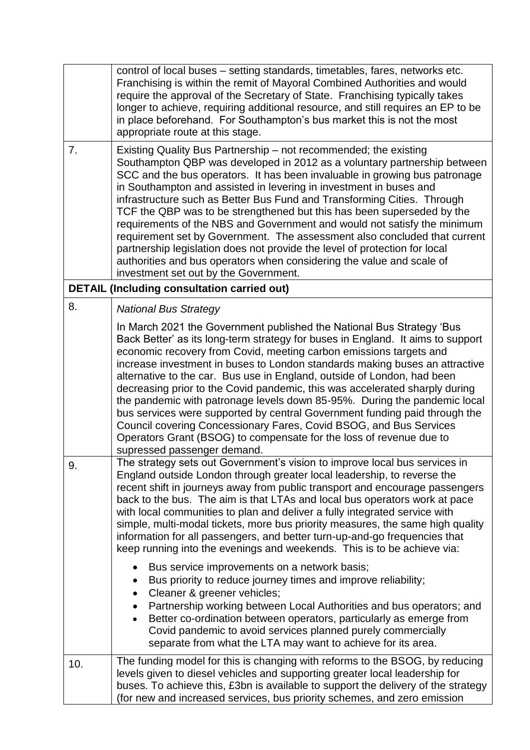| | |
|---|---|
| | control of local buses – setting standards, timetables, fares, networks etc. Franchising is within the remit of Mayoral Combined Authorities and would require the approval of the Secretary of State. Franchising typically takes longer to achieve, requiring additional resource, and still requires an EP to be in place beforehand. For Southampton's bus market this is not the most appropriate route at this stage. |
| 7. | Existing Quality Bus Partnership – not recommended; the existing Southampton QBP was developed in 2012 as a voluntary partnership between SCC and the bus operators. It has been invaluable in growing bus patronage in Southampton and assisted in levering in investment in buses and infrastructure such as Better Bus Fund and Transforming Cities. Through TCF the QBP was to be strengthened but this has been superseded by the requirements of the NBS and Government and would not satisfy the minimum requirement set by Government. The assessment also concluded that current partnership legislation does not provide the level of protection for local authorities and bus operators when considering the value and scale of investment set out by the Government. |
| **DETAIL (Including consultation carried out)** | |
| 8. | *National Bus Strategy*<br><br>In March 2021 the Government published the National Bus Strategy 'Bus Back Better' as its long-term strategy for buses in England. It aims to support economic recovery from Covid, meeting carbon emissions targets and increase investment in buses to London standards making buses an attractive alternative to the car. Bus use in England, outside of London, had been decreasing prior to the Covid pandemic, this was accelerated sharply during the pandemic with patronage levels down 85-95%. During the pandemic local bus services were supported by central Government funding paid through the Council covering Concessionary Fares, Covid BSOG, and Bus Services Operators Grant (BSOG) to compensate for the loss of revenue due to supressed passenger demand. |
| 9. | The strategy sets out Government's vision to improve local bus services in England outside London through greater local leadership, to reverse the recent shift in journeys away from public transport and encourage passengers back to the bus. The aim is that LTAs and local bus operators work at pace with local communities to plan and deliver a fully integrated service with simple, multi-modal tickets, more bus priority measures, the same high quality information for all passengers, and better turn-up-and-go frequencies that keep running into the evenings and weekends. This is to be achieve via:<br><br>• Bus service improvements on a network basis;<br>• Bus priority to reduce journey times and improve reliability;<br>• Cleaner & greener vehicles;<br>• Partnership working between Local Authorities and bus operators; and<br>• Better co-ordination between operators, particularly as emerge from Covid pandemic to avoid services planned purely commercially separate from what the LTA may want to achieve for its area. |
| 10. | The funding model for this is changing with reforms to the BSOG, by reducing levels given to diesel vehicles and supporting greater local leadership for buses. To achieve this, £3bn is available to support the delivery of the strategy (for new and increased services, bus priority schemes, and zero emission |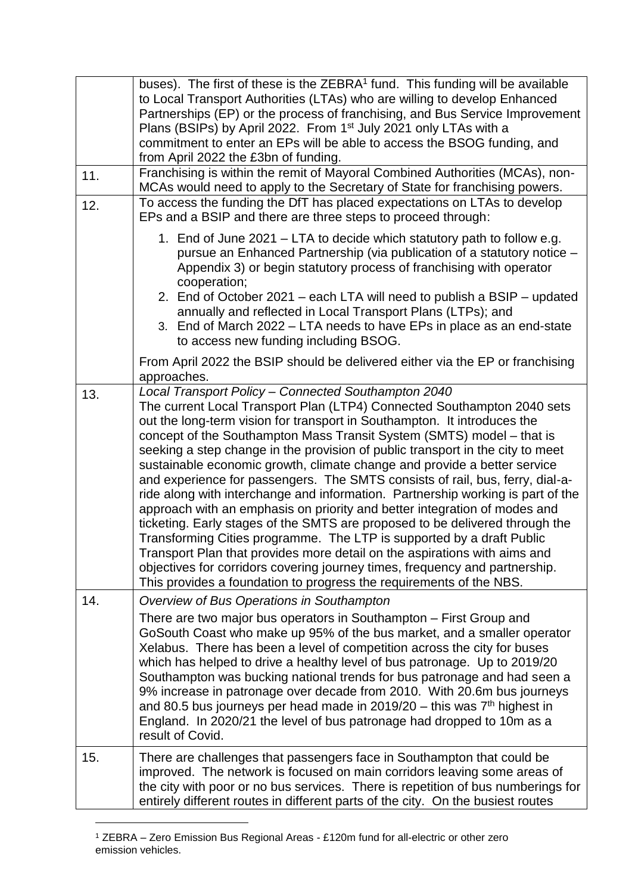| | |
|---|---|
| | buses). The first of these is the ZEBRA[1] fund. This funding will be available to Local Transport Authorities (LTAs) who are willing to develop Enhanced Partnerships (EP) or the process of franchising, and Bus Service Improvement Plans (BSIPs) by April 2022. From 1st July 2021 only LTAs with a commitment to enter an EPs will be able to access the BSOG funding, and from April 2022 the £3bn of funding. |
| 11. | Franchising is within the remit of Mayoral Combined Authorities (MCAs), non-MCAs would need to apply to the Secretary of State for franchising powers. |
| 12. | To access the funding the DfT has placed expectations on LTAs to develop EPs and a BSIP and there are three steps to proceed through:<br><br>1. End of June 2021 – LTA to decide which statutory path to follow e.g. pursue an Enhanced Partnership (via publication of a statutory notice – Appendix 3) or begin statutory process of franchising with operator cooperation;<br>2. End of October 2021 – each LTA will need to publish a BSIP – updated annually and reflected in Local Transport Plans (LTPs); and<br>3. End of March 2022 – LTA needs to have EPs in place as an end-state to access new funding including BSOG.<br><br>From April 2022 the BSIP should be delivered either via the EP or franchising approaches. |
| 13. | *Local Transport Policy – Connected Southampton 2040*<br>The current Local Transport Plan (LTP4) Connected Southampton 2040 sets out the long-term vision for transport in Southampton. It introduces the concept of the Southampton Mass Transit System (SMTS) model – that is seeking a step change in the provision of public transport in the city to meet sustainable economic growth, climate change and provide a better service and experience for passengers. The SMTS consists of rail, bus, ferry, dial-a-ride along with interchange and information. Partnership working is part of the approach with an emphasis on priority and better integration of modes and ticketing. Early stages of the SMTS are proposed to be delivered through the Transforming Cities programme. The LTP is supported by a draft Public Transport Plan that provides more detail on the aspirations with aims and objectives for corridors covering journey times, frequency and partnership. This provides a foundation to progress the requirements of the NBS. |
| 14. | *Overview of Bus Operations in Southampton*<br>There are two major bus operators in Southampton – First Group and GoSouth Coast who make up 95% of the bus market, and a smaller operator Xelabus. There has been a level of competition across the city for buses which has helped to drive a healthy level of bus patronage. Up to 2019/20 Southampton was bucking national trends for bus patronage and had seen a 9% increase in patronage over decade from 2010. With 20.6m bus journeys and 80.5 bus journeys per head made in 2019/20 – this was 7th highest in England. In 2020/21 the level of bus patronage had dropped to 10m as a result of Covid. |
| 15. | There are challenges that passengers face in Southampton that could be improved. The network is focused on main corridors leaving some areas of the city with poor or no bus services. There is repetition of bus numberings for entirely different routes in different parts of the city. On the busiest routes |

[1] ZEBRA – Zero Emission Bus Regional Areas - £120m fund for all-electric or other zero emission vehicles.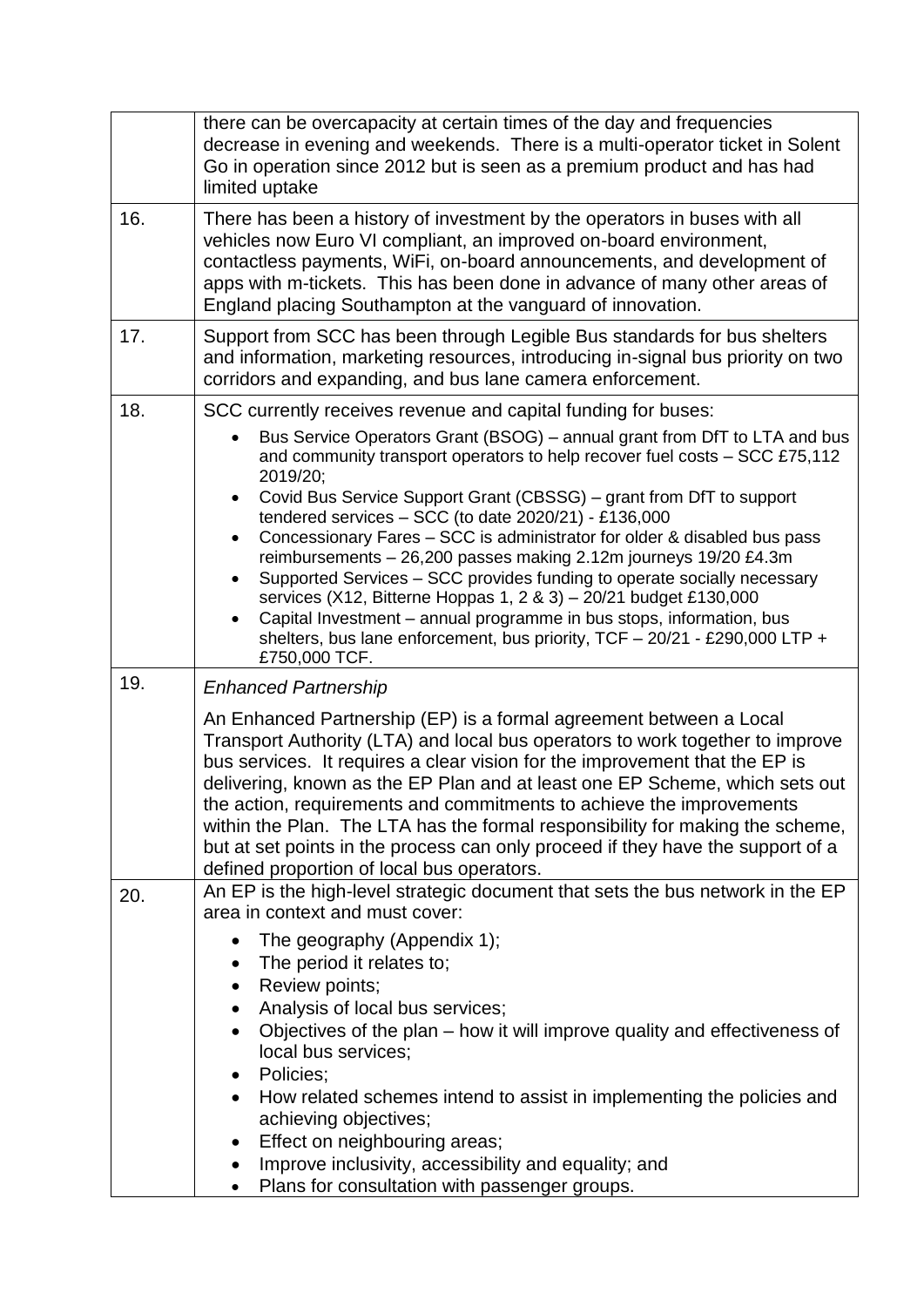| | |
|---|---|
| | there can be overcapacity at certain times of the day and frequencies decrease in evening and weekends. There is a multi-operator ticket in Solent Go in operation since 2012 but is seen as a premium product and has had limited uptake |
| 16. | There has been a history of investment by the operators in buses with all vehicles now Euro VI compliant, an improved on-board environment, contactless payments, WiFi, on-board announcements, and development of apps with m-tickets. This has been done in advance of many other areas of England placing Southampton at the vanguard of innovation. |
| 17. | Support from SCC has been through Legible Bus standards for bus shelters and information, marketing resources, introducing in-signal bus priority on two corridors and expanding, and bus lane camera enforcement. |
| 18. | SCC currently receives revenue and capital funding for buses:<br>• Bus Service Operators Grant (BSOG) – annual grant from DfT to LTA and bus and community transport operators to help recover fuel costs – SCC £75,112 2019/20;<br>• Covid Bus Service Support Grant (CBSSG) – grant from DfT to support tendered services – SCC (to date 2020/21) - £136,000<br>• Concessionary Fares – SCC is administrator for older & disabled bus pass reimbursements – 26,200 passes making 2.12m journeys 19/20 £4.3m<br>• Supported Services – SCC provides funding to operate socially necessary services (X12, Bitterne Hoppas 1, 2 & 3) – 20/21 budget £130,000<br>• Capital Investment – annual programme in bus stops, information, bus shelters, bus lane enforcement, bus priority, TCF – 20/21 - £290,000 LTP + £750,000 TCF. |
| 19. | *Enhanced Partnership*<br><br>An Enhanced Partnership (EP) is a formal agreement between a Local Transport Authority (LTA) and local bus operators to work together to improve bus services. It requires a clear vision for the improvement that the EP is delivering, known as the EP Plan and at least one EP Scheme, which sets out the action, requirements and commitments to achieve the improvements within the Plan. The LTA has the formal responsibility for making the scheme, but at set points in the process can only proceed if they have the support of a defined proportion of local bus operators. |
| 20. | An EP is the high-level strategic document that sets the bus network in the EP area in context and must cover:<br>• The geography (Appendix 1);<br>• The period it relates to;<br>• Review points;<br>• Analysis of local bus services;<br>• Objectives of the plan – how it will improve quality and effectiveness of local bus services;<br>• Policies;<br>• How related schemes intend to assist in implementing the policies and achieving objectives;<br>• Effect on neighbouring areas;<br>• Improve inclusivity, accessibility and equality; and<br>• Plans for consultation with passenger groups. |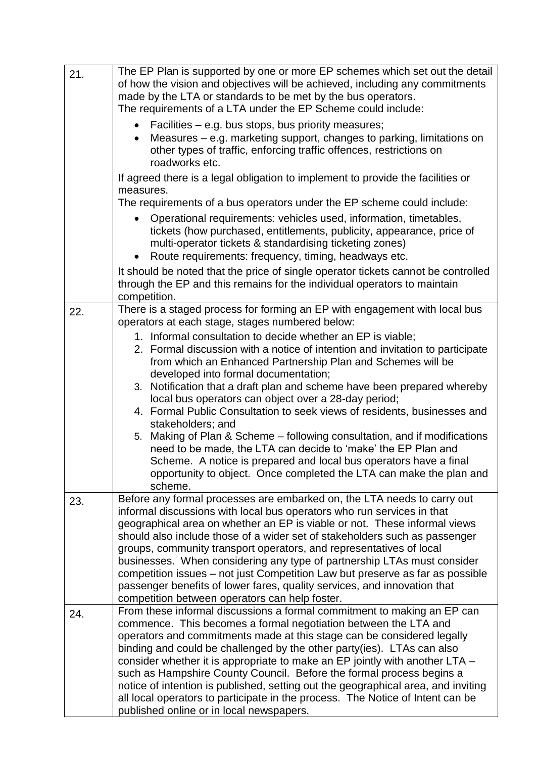| | |
|---|---|
| 21. | The EP Plan is supported by one or more EP schemes which set out the detail of how the vision and objectives will be achieved, including any commitments made by the LTA or standards to be met by the bus operators.<br>The requirements of a LTA under the EP Scheme could include:<br>• Facilities – e.g. bus stops, bus priority measures;<br>• Measures – e.g. marketing support, changes to parking, limitations on other types of traffic, enforcing traffic offences, restrictions on roadworks etc.<br>If agreed there is a legal obligation to implement to provide the facilities or measures.<br>The requirements of a bus operators under the EP scheme could include:<br>• Operational requirements: vehicles used, information, timetables, tickets (how purchased, entitlements, publicity, appearance, price of multi-operator tickets & standardising ticketing zones)<br>• Route requirements: frequency, timing, headways etc.<br>It should be noted that the price of single operator tickets cannot be controlled through the EP and this remains for the individual operators to maintain competition. |
| 22. | There is a staged process for forming an EP with engagement with local bus operators at each stage, stages numbered below:<br>1. Informal consultation to decide whether an EP is viable;<br>2. Formal discussion with a notice of intention and invitation to participate from which an Enhanced Partnership Plan and Schemes will be developed into formal documentation;<br>3. Notification that a draft plan and scheme have been prepared whereby local bus operators can object over a 28-day period;<br>4. Formal Public Consultation to seek views of residents, businesses and stakeholders; and<br>5. Making of Plan & Scheme – following consultation, and if modifications need to be made, the LTA can decide to 'make' the EP Plan and Scheme. A notice is prepared and local bus operators have a final opportunity to object. Once completed the LTA can make the plan and scheme. |
| 23. | Before any formal processes are embarked on, the LTA needs to carry out informal discussions with local bus operators who run services in that geographical area on whether an EP is viable or not. These informal views should also include those of a wider set of stakeholders such as passenger groups, community transport operators, and representatives of local businesses. When considering any type of partnership LTAs must consider competition issues – not just Competition Law but preserve as far as possible passenger benefits of lower fares, quality services, and innovation that competition between operators can help foster. |
| 24. | From these informal discussions a formal commitment to making an EP can commence. This becomes a formal negotiation between the LTA and operators and commitments made at this stage can be considered legally binding and could be challenged by the other party(ies). LTAs can also consider whether it is appropriate to make an EP jointly with another LTA – such as Hampshire County Council. Before the formal process begins a notice of intention is published, setting out the geographical area, and inviting all local operators to participate in the process. The Notice of Intent can be published online or in local newspapers. |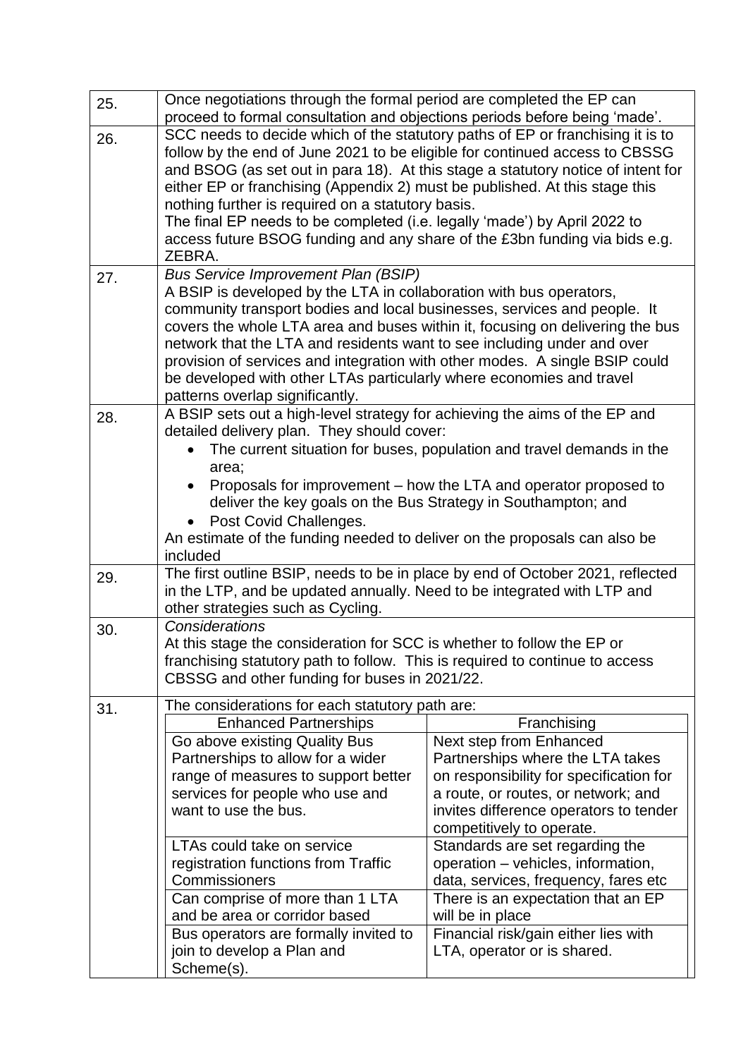| | |
|---|---|
| 25. | Once negotiations through the formal period are completed the EP can proceed to formal consultation and objections periods before being 'made'. |
| 26. | SCC needs to decide which of the statutory paths of EP or franchising it is to follow by the end of June 2021 to be eligible for continued access to CBSSG and BSOG (as set out in para 18). At this stage a statutory notice of intent for either EP or franchising (Appendix 2) must be published. At this stage this nothing further is required on a statutory basis.<br>The final EP needs to be completed (i.e. legally 'made') by April 2022 to access future BSOG funding and any share of the £3bn funding via bids e.g. ZEBRA. |
| 27. | *Bus Service Improvement Plan (BSIP)*<br>A BSIP is developed by the LTA in collaboration with bus operators, community transport bodies and local businesses, services and people. It covers the whole LTA area and buses within it, focusing on delivering the bus network that the LTA and residents want to see including under and over provision of services and integration with other modes. A single BSIP could be developed with other LTAs particularly where economies and travel patterns overlap significantly. |
| 28. | A BSIP sets out a high-level strategy for achieving the aims of the EP and detailed delivery plan. They should cover:<br>• The current situation for buses, population and travel demands in the area;<br>• Proposals for improvement – how the LTA and operator proposed to deliver the key goals on the Bus Strategy in Southampton; and<br>• Post Covid Challenges.<br>An estimate of the funding needed to deliver on the proposals can also be included |
| 29. | The first outline BSIP, needs to be in place by end of October 2021, reflected in the LTP, and be updated annually. Need to be integrated with LTP and other strategies such as Cycling. |
| 30. | *Considerations*<br>At this stage the consideration for SCC is whether to follow the EP or franchising statutory path to follow. This is required to continue to access CBSSG and other funding for buses in 2021/22. |
| 31. | The considerations for each statutory path are: |

| Enhanced Partnerships | Franchising |
|---|---|
| Go above existing Quality Bus Partnerships to allow for a wider range of measures to support better services for people who use and want to use the bus. | Next step from Enhanced Partnerships where the LTA takes on responsibility for specification for a route, or routes, or network; and invites difference operators to tender competitively to operate. |
| LTAs could take on service registration functions from Traffic Commissioners | Standards are set regarding the operation – vehicles, information, data, services, frequency, fares etc |
| Can comprise of more than 1 LTA and be area or corridor based | There is an expectation that an EP will be in place |
| Bus operators are formally invited to join to develop a Plan and Scheme(s). | Financial risk/gain either lies with LTA, operator or is shared. |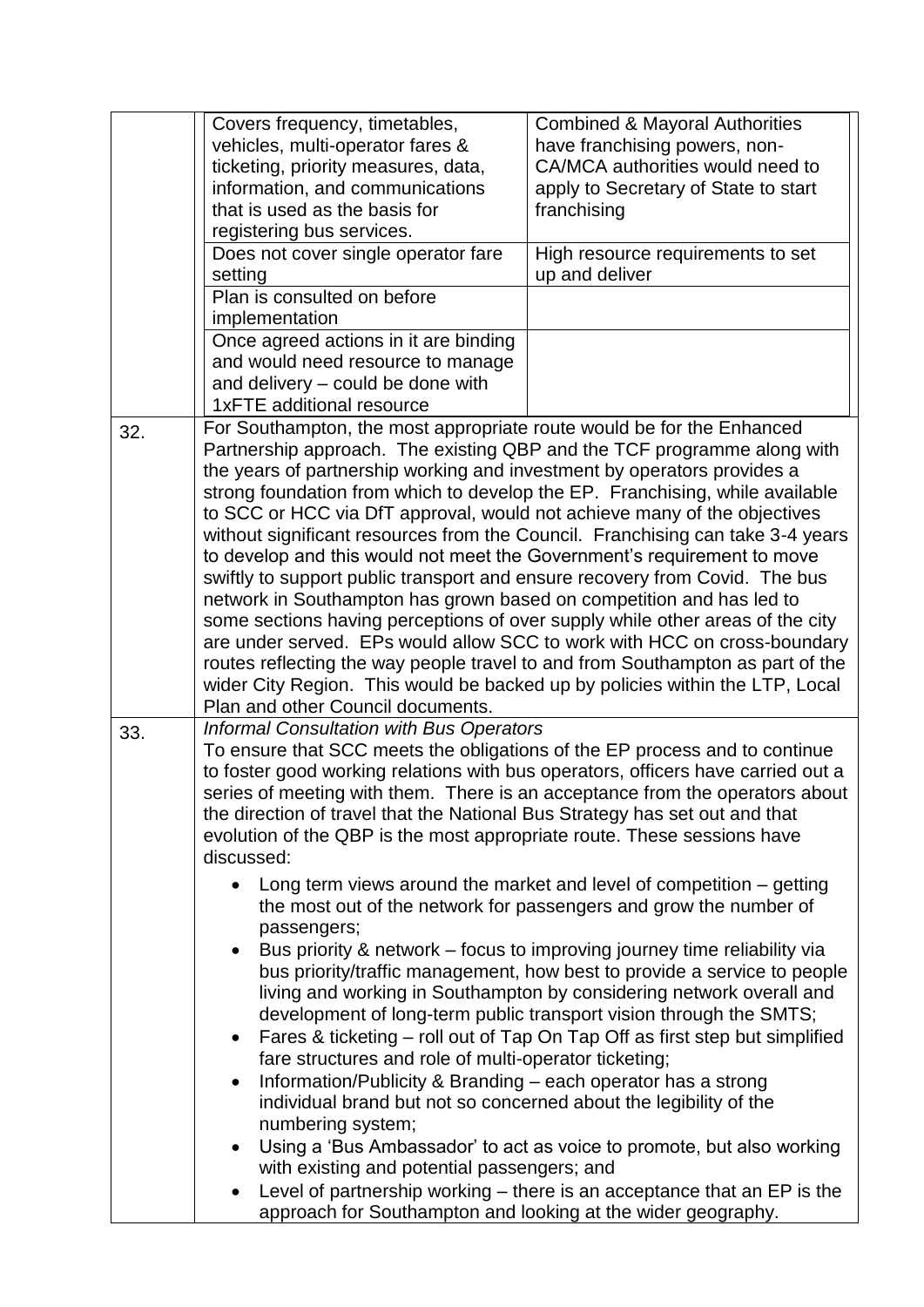| | | |
|---|---|---|
| | Covers frequency, timetables, vehicles, multi-operator fares & ticketing, priority measures, data, information, and communications that is used as the basis for registering bus services. | Combined & Mayoral Authorities have franchising powers, non-CA/MCA authorities would need to apply to Secretary of State to start franchising |
| | Does not cover single operator fare setting | High resource requirements to set up and deliver |
| | Plan is consulted on before implementation | |
| | Once agreed actions in it are binding and would need resource to manage and delivery – could be done with 1xFTE additional resource | |
| 32. | For Southampton, the most appropriate route would be for the Enhanced Partnership approach. The existing QBP and the TCF programme along with the years of partnership working and investment by operators provides a strong foundation from which to develop the EP. Franchising, while available to SCC or HCC via DfT approval, would not achieve many of the objectives without significant resources from the Council. Franchising can take 3-4 years to develop and this would not meet the Government's requirement to move swiftly to support public transport and ensure recovery from Covid. The bus network in Southampton has grown based on competition and has led to some sections having perceptions of over supply while other areas of the city are under served. EPs would allow SCC to work with HCC on cross-boundary routes reflecting the way people travel to and from Southampton as part of the wider City Region. This would be backed up by policies within the LTP, Local Plan and other Council documents. | |
| 33. | *Informal Consultation with Bus Operators*<br>To ensure that SCC meets the obligations of the EP process and to continue to foster good working relations with bus operators, officers have carried out a series of meeting with them. There is an acceptance from the operators about the direction of travel that the National Bus Strategy has set out and that evolution of the QBP is the most appropriate route. These sessions have discussed:<br>• Long term views around the market and level of competition – getting the most out of the network for passengers and grow the number of passengers;<br>• Bus priority & network – focus to improving journey time reliability via bus priority/traffic management, how best to provide a service to people living and working in Southampton by considering network overall and development of long-term public transport vision through the SMTS;<br>• Fares & ticketing – roll out of Tap On Tap Off as first step but simplified fare structures and role of multi-operator ticketing;<br>• Information/Publicity & Branding – each operator has a strong individual brand but not so concerned about the legibility of the numbering system;<br>• Using a 'Bus Ambassador' to act as voice to promote, but also working with existing and potential passengers; and<br>• Level of partnership working – there is an acceptance that an EP is the approach for Southampton and looking at the wider geography. | |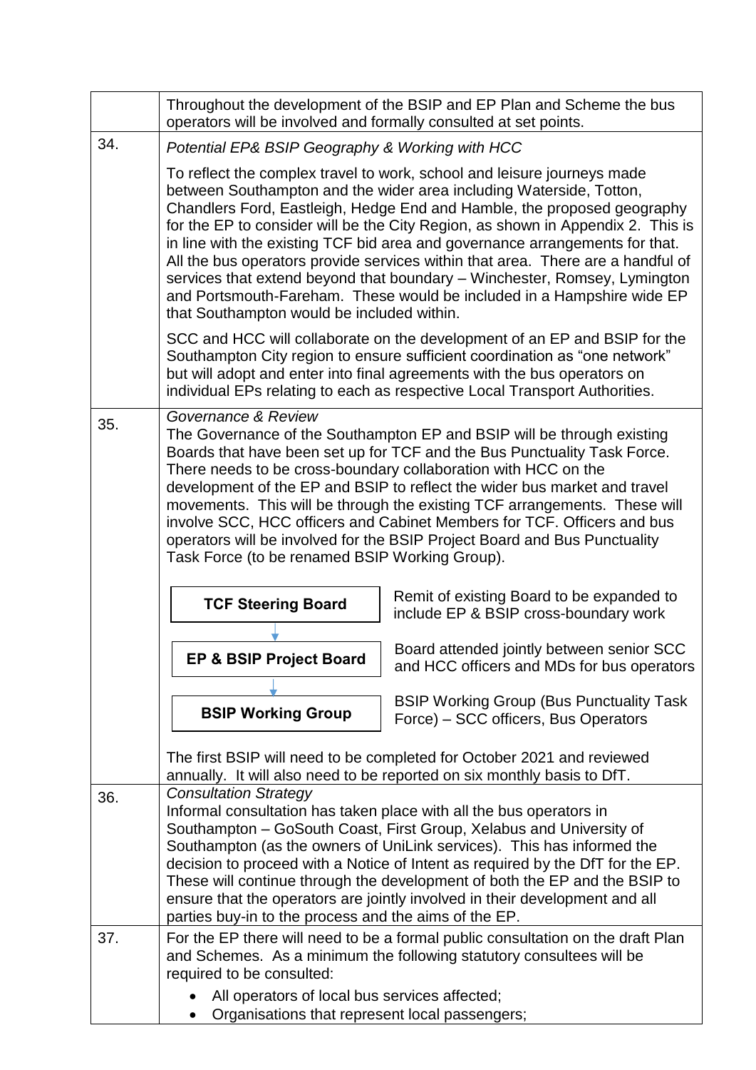| | |
|---|---|
| | Throughout the development of the BSIP and EP Plan and Scheme the bus operators will be involved and formally consulted at set points. |
| 34. | *Potential EP& BSIP Geography & Working with HCC*<br><br>To reflect the complex travel to work, school and leisure journeys made between Southampton and the wider area including Waterside, Totton, Chandlers Ford, Eastleigh, Hedge End and Hamble, the proposed geography for the EP to consider will be the City Region, as shown in Appendix 2. This is in line with the existing TCF bid area and governance arrangements for that. All the bus operators provide services within that area. There are a handful of services that extend beyond that boundary – Winchester, Romsey, Lymington and Portsmouth-Fareham. These would be included in a Hampshire wide EP that Southampton would be included within.<br><br>SCC and HCC will collaborate on the development of an EP and BSIP for the Southampton City region to ensure sufficient coordination as "one network" but will adopt and enter into final agreements with the bus operators on individual EPs relating to each as respective Local Transport Authorities. |
| 35. | *Governance & Review*<br>The Governance of the Southampton EP and BSIP will be through existing Boards that have been set up for TCF and the Bus Punctuality Task Force. There needs to be cross-boundary collaboration with HCC on the development of the EP and BSIP to reflect the wider bus market and travel movements. This will be through the existing TCF arrangements. These will involve SCC, HCC officers and Cabinet Members for TCF. Officers and bus operators will be involved for the BSIP Project Board and Bus Punctuality Task Force (to be renamed BSIP Working Group).<br><br>**TCF Steering Board** – Remit of existing Board to be expanded to include EP & BSIP cross-boundary work<br>↓<br>**EP & BSIP Project Board** – Board attended jointly between senior SCC and HCC officers and MDs for bus operators<br>↓<br>**BSIP Working Group** – BSIP Working Group (Bus Punctuality Task Force) – SCC officers, Bus Operators<br><br>The first BSIP will need to be completed for October 2021 and reviewed annually. It will also need to be reported on six monthly basis to DfT. |
| 36. | *Consultation Strategy*<br>Informal consultation has taken place with all the bus operators in Southampton – GoSouth Coast, First Group, Xelabus and University of Southampton (as the owners of UniLink services). This has informed the decision to proceed with a Notice of Intent as required by the DfT for the EP. These will continue through the development of both the EP and the BSIP to ensure that the operators are jointly involved in their development and all parties buy-in to the process and the aims of the EP. |
| 37. | For the EP there will need to be a formal public consultation on the draft Plan and Schemes. As a minimum the following statutory consultees will be required to be consulted:<br>• All operators of local bus services affected;<br>• Organisations that represent local passengers; |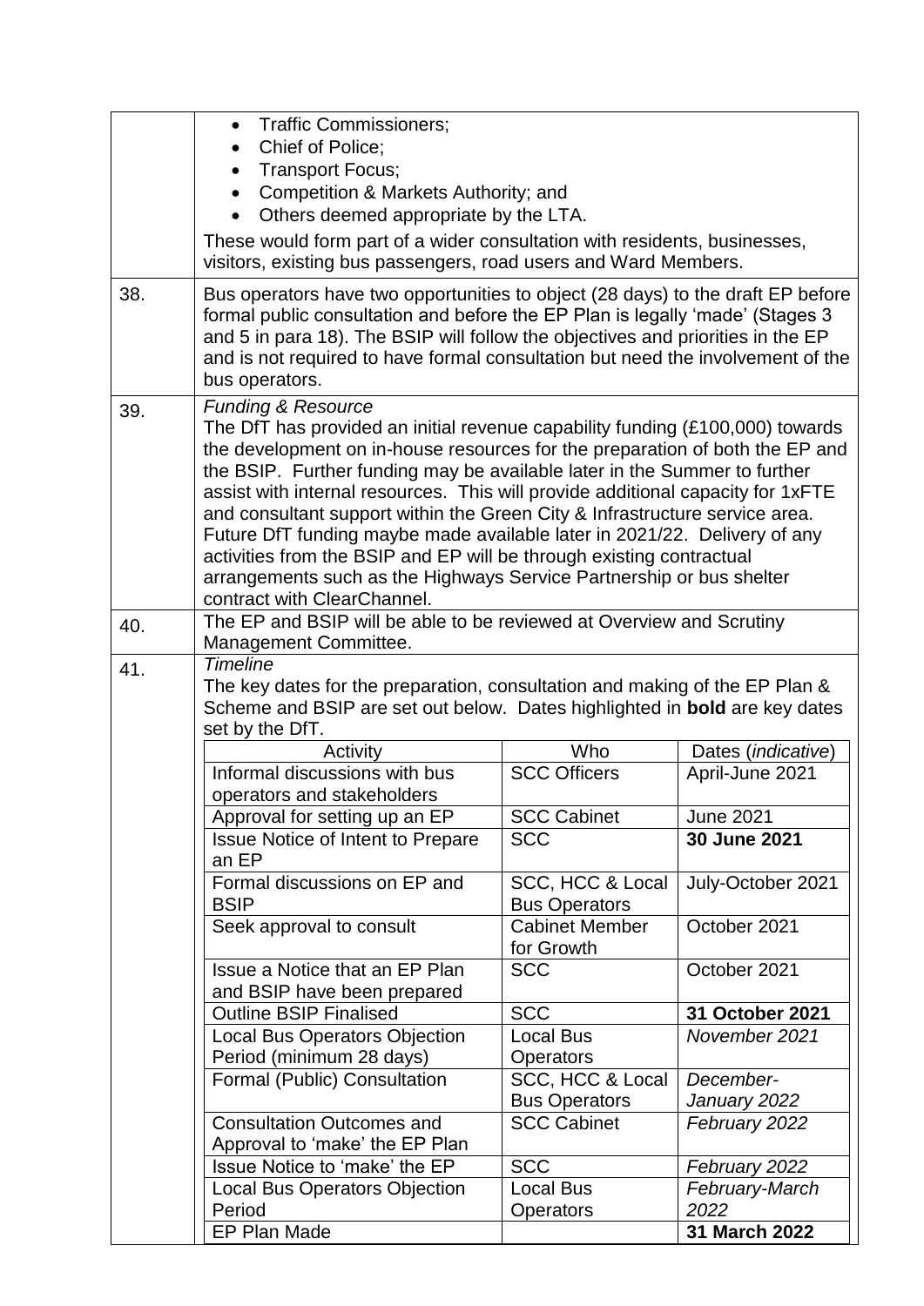- Traffic Commissioners;
- Chief of Police;
- Transport Focus;
- Competition & Markets Authority; and
- Others deemed appropriate by the LTA.

These would form part of a wider consultation with residents, businesses, visitors, existing bus passengers, road users and Ward Members.

38. Bus operators have two opportunities to object (28 days) to the draft EP before formal public consultation and before the EP Plan is legally 'made' (Stages 3 and 5 in para 18). The BSIP will follow the objectives and priorities in the EP and is not required to have formal consultation but need the involvement of the bus operators.

39. *Funding & Resource*

The DfT has provided an initial revenue capability funding (£100,000) towards the development on in-house resources for the preparation of both the EP and the BSIP. Further funding may be available later in the Summer to further assist with internal resources. This will provide additional capacity for 1xFTE and consultant support within the Green City & Infrastructure service area. Future DfT funding maybe made available later in 2021/22. Delivery of any activities from the BSIP and EP will be through existing contractual arrangements such as the Highways Service Partnership or bus shelter contract with ClearChannel.

40. The EP and BSIP will be able to be reviewed at Overview and Scrutiny Management Committee.

41. *Timeline*

The key dates for the preparation, consultation and making of the EP Plan & Scheme and BSIP are set out below. Dates highlighted in **bold** are key dates set by the DfT.

| Activity | Who | Dates (*indicative*) |
| --- | --- | --- |
| Informal discussions with bus operators and stakeholders | SCC Officers | April-June 2021 |
| Approval for setting up an EP | SCC Cabinet | June 2021 |
| Issue Notice of Intent to Prepare an EP | SCC | **30 June 2021** |
| Formal discussions on EP and BSIP | SCC, HCC & Local Bus Operators | July-October 2021 |
| Seek approval to consult | Cabinet Member for Growth | October 2021 |
| Issue a Notice that an EP Plan and BSIP have been prepared | SCC | October 2021 |
| Outline BSIP Finalised | SCC | **31 October 2021** |
| Local Bus Operators Objection Period (minimum 28 days) | Local Bus Operators | *November 2021* |
| Formal (Public) Consultation | SCC, HCC & Local Bus Operators | *December-January 2022* |
| Consultation Outcomes and Approval to 'make' the EP Plan | SCC Cabinet | *February 2022* |
| Issue Notice to 'make' the EP | SCC | *February 2022* |
| Local Bus Operators Objection Period | Local Bus Operators | *February-March 2022* |
| EP Plan Made | | **31 March 2022** |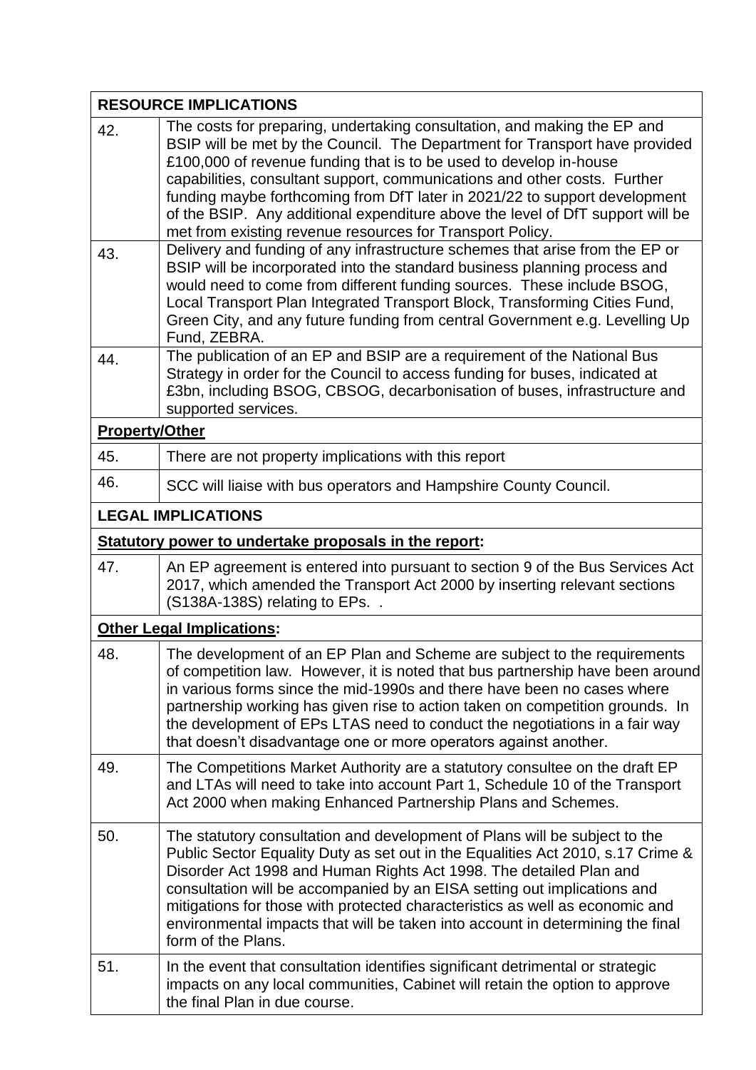| RESOURCE IMPLICATIONS | |
|---|---|
| 42. | The costs for preparing, undertaking consultation, and making the EP and BSIP will be met by the Council. The Department for Transport have provided £100,000 of revenue funding that is to be used to develop in-house capabilities, consultant support, communications and other costs. Further funding maybe forthcoming from DfT later in 2021/22 to support development of the BSIP. Any additional expenditure above the level of DfT support will be met from existing revenue resources for Transport Policy. |
| 43. | Delivery and funding of any infrastructure schemes that arise from the EP or BSIP will be incorporated into the standard business planning process and would need to come from different funding sources. These include BSOG, Local Transport Plan Integrated Transport Block, Transforming Cities Fund, Green City, and any future funding from central Government e.g. Levelling Up Fund, ZEBRA. |
| 44. | The publication of an EP and BSIP are a requirement of the National Bus Strategy in order for the Council to access funding for buses, indicated at £3bn, including BSOG, CBSOG, decarbonisation of buses, infrastructure and supported services. |
| **Property/Other** | |
| 45. | There are not property implications with this report |
| 46. | SCC will liaise with bus operators and Hampshire County Council. |
| **LEGAL IMPLICATIONS** | |
| **Statutory power to undertake proposals in the report:** | |
| 47. | An EP agreement is entered into pursuant to section 9 of the Bus Services Act 2017, which amended the Transport Act 2000 by inserting relevant sections (S138A-138S) relating to EPs. . |
| **Other Legal Implications:** | |
| 48. | The development of an EP Plan and Scheme are subject to the requirements of competition law. However, it is noted that bus partnership have been around in various forms since the mid-1990s and there have been no cases where partnership working has given rise to action taken on competition grounds. In the development of EPs LTAS need to conduct the negotiations in a fair way that doesn't disadvantage one or more operators against another. |
| 49. | The Competitions Market Authority are a statutory consultee on the draft EP and LTAs will need to take into account Part 1, Schedule 10 of the Transport Act 2000 when making Enhanced Partnership Plans and Schemes. |
| 50. | The statutory consultation and development of Plans will be subject to the Public Sector Equality Duty as set out in the Equalities Act 2010, s.17 Crime & Disorder Act 1998 and Human Rights Act 1998. The detailed Plan and consultation will be accompanied by an EISA setting out implications and mitigations for those with protected characteristics as well as economic and environmental impacts that will be taken into account in determining the final form of the Plans. |
| 51. | In the event that consultation identifies significant detrimental or strategic impacts on any local communities, Cabinet will retain the option to approve the final Plan in due course. |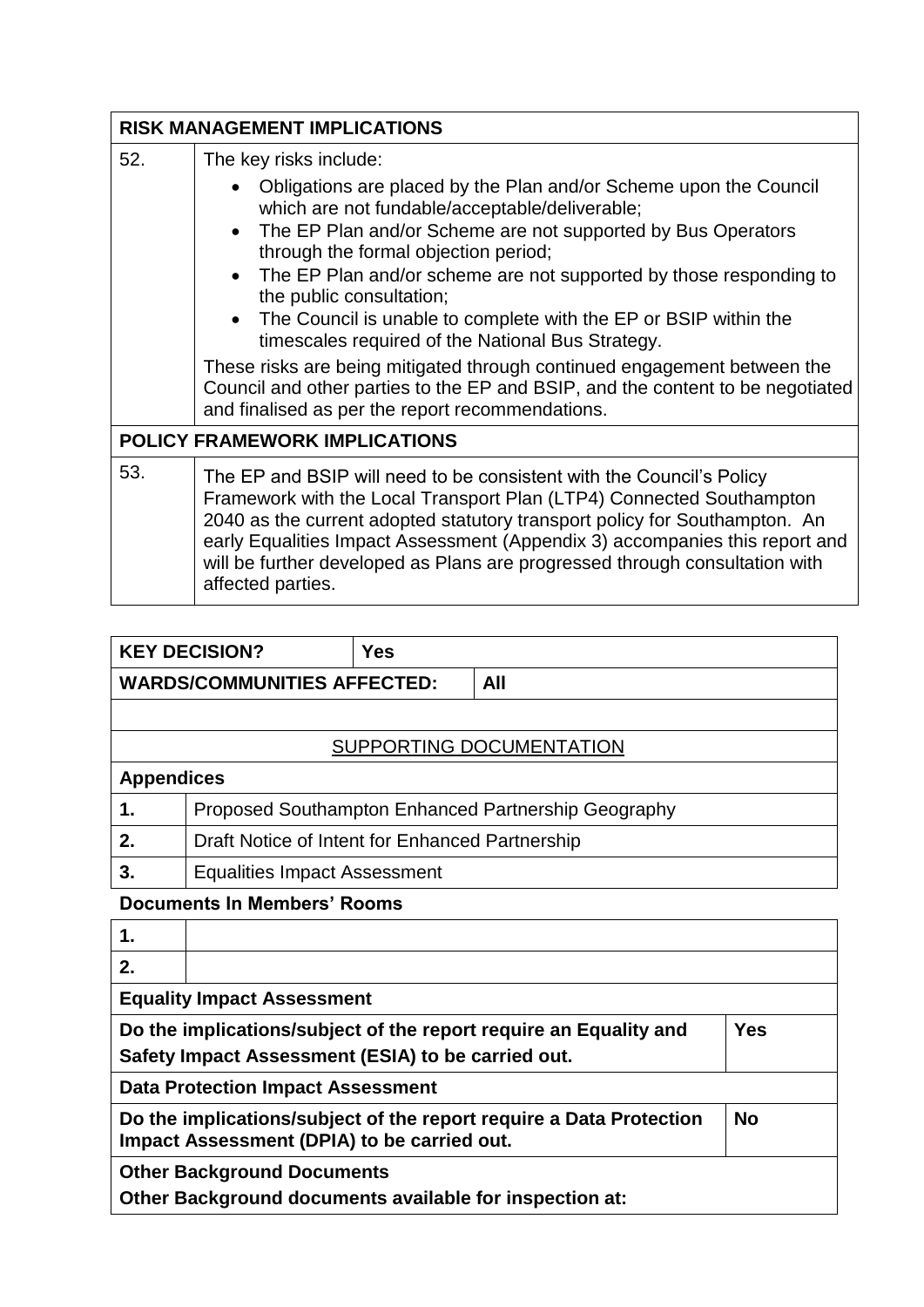| RISK MANAGEMENT IMPLICATIONS | |
|---|---|
| 52. | The key risks include:<br>• Obligations are placed by the Plan and/or Scheme upon the Council which are not fundable/acceptable/deliverable;<br>• The EP Plan and/or Scheme are not supported by Bus Operators through the formal objection period;<br>• The EP Plan and/or scheme are not supported by those responding to the public consultation;<br>• The Council is unable to complete with the EP or BSIP within the timescales required of the National Bus Strategy.<br>These risks are being mitigated through continued engagement between the Council and other parties to the EP and BSIP, and the content to be negotiated and finalised as per the report recommendations. |
| **POLICY FRAMEWORK IMPLICATIONS** | |
| 53. | The EP and BSIP will need to be consistent with the Council's Policy Framework with the Local Transport Plan (LTP4) Connected Southampton 2040 as the current adopted statutory transport policy for Southampton. An early Equalities Impact Assessment (Appendix 3) accompanies this report and will be further developed as Plans are progressed through consultation with affected parties. |

| KEY DECISION? | Yes |
|---|---|
| **WARDS/COMMUNITIES AFFECTED:** | **All** |

<u>SUPPORTING DOCUMENTATION</u>

**Appendices**

| | |
|---|---|
| **1.** | Proposed Southampton Enhanced Partnership Geography |
| **2.** | Draft Notice of Intent for Enhanced Partnership |
| **3.** | Equalities Impact Assessment |

**Documents In Members' Rooms**

| | |
|---|---|
| **1.** | |
| **2.** | |

**Equality Impact Assessment**

| | |
|---|---|
| **Do the implications/subject of the report require an Equality and Safety Impact Assessment (ESIA) to be carried out.** | **Yes** |

**Data Protection Impact Assessment**

| | |
|---|---|
| **Do the implications/subject of the report require a Data Protection Impact Assessment (DPIA) to be carried out.** | **No** |

**Other Background Documents**

**Other Background documents available for inspection at:**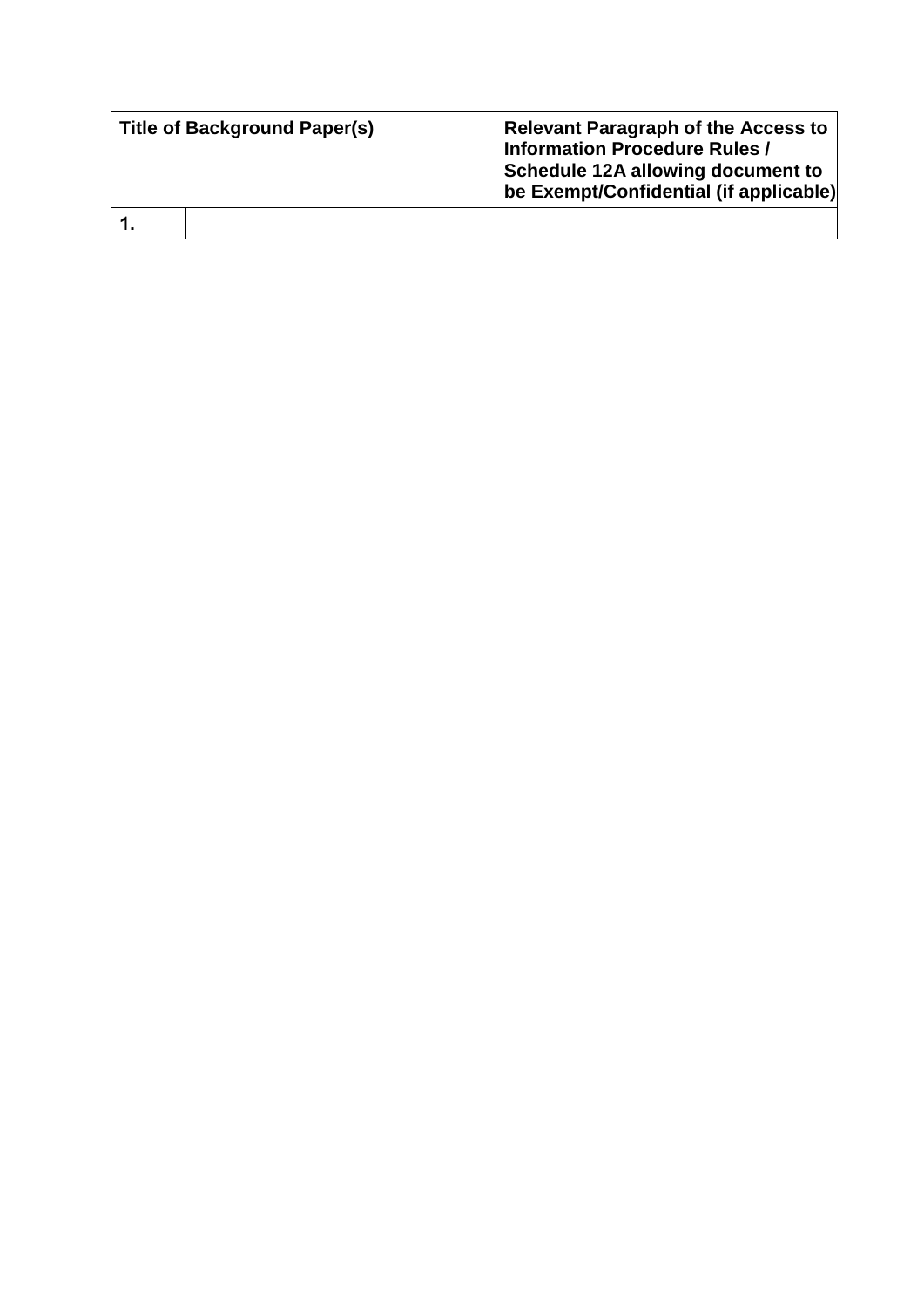| Title of Background Paper(s) | | Relevant Paragraph of the Access to Information Procedure Rules / Schedule 12A allowing document to be Exempt/Confidential (if applicable) |
| --- | --- | --- |
| 1. | | |